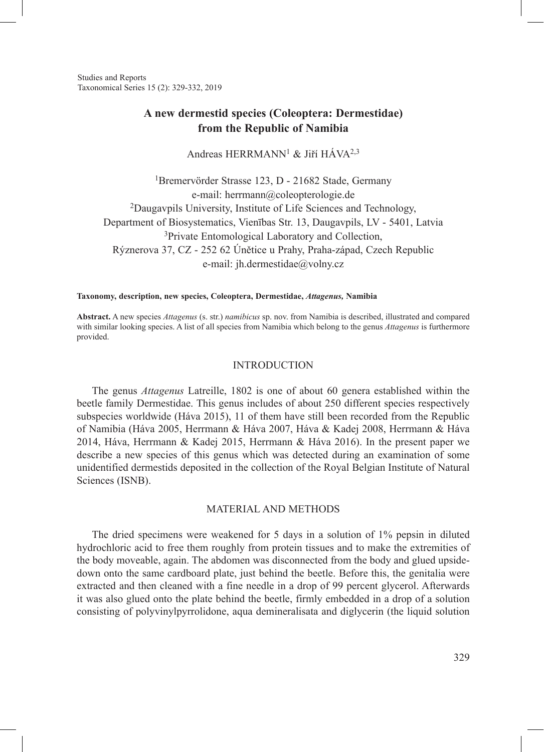# A new dermestid species (Coleoptera: Dermestidae) from the Republic of Namibia

Andreas HERRMANN[1] & Jiří HÁVA[2,3]

[1]Bremervörder Strasse 123, D - 21682 Stade, Germany
e-mail: herrmann@coleopterologie.de
[2]Daugavpils University, Institute of Life Sciences and Technology,
Department of Biosystematics, Vienības Str. 13, Daugavpils, LV - 5401, Latvia
[3]Private Entomological Laboratory and Collection,
Rýznerova 37, CZ - 252 62 Únětice u Prahy, Praha-západ, Czech Republic
e-mail: jh.dermestidae@volny.cz

**Taxonomy, description, new species, Coleoptera, Dermestidae, *Attagenus,* Namibia**

**Abstract.** A new species *Attagenus* (s. str.) *namibicus* sp. nov. from Namibia is described, illustrated and compared with similar looking species. A list of all species from Namibia which belong to the genus *Attagenus* is furthermore provided.

## INTRODUCTION

The genus *Attagenus* Latreille, 1802 is one of about 60 genera established within the beetle family Dermestidae. This genus includes of about 250 different species respectively subspecies worldwide (Háva 2015), 11 of them have still been recorded from the Republic of Namibia (Háva 2005, Herrmann & Háva 2007, Háva & Kadej 2008, Herrmann & Háva 2014, Háva, Herrmann & Kadej 2015, Herrmann & Háva 2016). In the present paper we describe a new species of this genus which was detected during an examination of some unidentified dermestids deposited in the collection of the Royal Belgian Institute of Natural Sciences (ISNB).

## MATERIAL AND METHODS

The dried specimens were weakened for 5 days in a solution of 1% pepsin in diluted hydrochloric acid to free them roughly from protein tissues and to make the extremities of the body moveable, again. The abdomen was disconnected from the body and glued upside-down onto the same cardboard plate, just behind the beetle. Before this, the genitalia were extracted and then cleaned with a fine needle in a drop of 99 percent glycerol. Afterwards it was also glued onto the plate behind the beetle, firmly embedded in a drop of a solution consisting of polyvinylpyrrolidone, aqua demineralisata and diglycerin (the liquid solution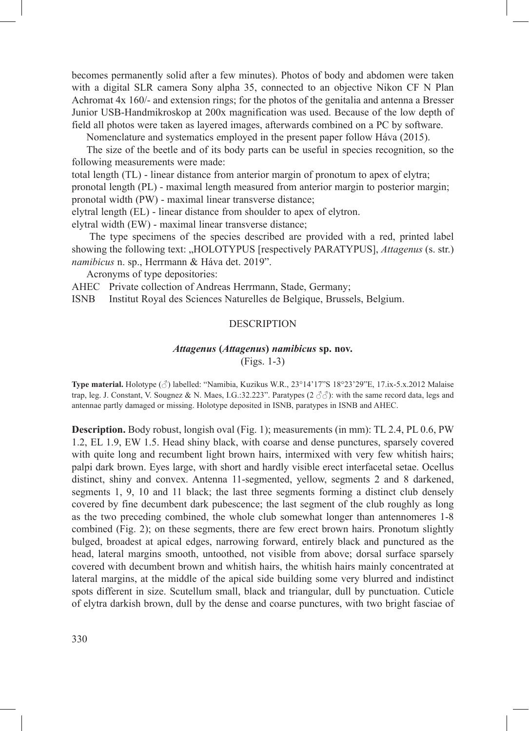becomes permanently solid after a few minutes). Photos of body and abdomen were taken with a digital SLR camera Sony alpha 35, connected to an objective Nikon CF N Plan Achromat 4x 160/- and extension rings; for the photos of the genitalia and antenna a Bresser Junior USB-Handmikroskop at 200x magnification was used. Because of the low depth of field all photos were taken as layered images, afterwards combined on a PC by software.

Nomenclature and systematics employed in the present paper follow Háva (2015).

The size of the beetle and of its body parts can be useful in species recognition, so the following measurements were made:

total length (TL) - linear distance from anterior margin of pronotum to apex of elytra;
pronotal length (PL) - maximal length measured from anterior margin to posterior margin;
pronotal width (PW) - maximal linear transverse distance;
elytral length (EL) - linear distance from shoulder to apex of elytron.
elytral width (EW) - maximal linear transverse distance;

The type specimens of the species described are provided with a red, printed label showing the following text: „HOLOTYPUS [respectively PARATYPUS], *Attagenus* (s. str.) *namibicus* n. sp., Herrmann & Háva det. 2019".

Acronyms of type depositories:

AHEC Private collection of Andreas Herrmann, Stade, Germany;
ISNB Institut Royal des Sciences Naturelles de Belgique, Brussels, Belgium.

## DESCRIPTION

### *Attagenus* (*Attagenus*) *namibicus* sp. nov.
(Figs. 1-3)

**Type material.** Holotype (♂) labelled: "Namibia, Kuzikus W.R., 23°14'17"S 18°23'29"E, 17.ix-5.x.2012 Malaise trap, leg. J. Constant, V. Sougnez & N. Maes, I.G.:32.223". Paratypes (2 ♂♂): with the same record data, legs and antennae partly damaged or missing. Holotype deposited in ISNB, paratypes in ISNB and AHEC.

**Description.** Body robust, longish oval (Fig. 1); measurements (in mm): TL 2.4, PL 0.6, PW 1.2, EL 1.9, EW 1.5. Head shiny black, with coarse and dense punctures, sparsely covered with quite long and recumbent light brown hairs, intermixed with very few whitish hairs; palpi dark brown. Eyes large, with short and hardly visible erect interfacetal setae. Ocellus distinct, shiny and convex. Antenna 11-segmented, yellow, segments 2 and 8 darkened, segments 1, 9, 10 and 11 black; the last three segments forming a distinct club densely covered by fine decumbent dark pubescence; the last segment of the club roughly as long as the two preceding combined, the whole club somewhat longer than antennomeres 1-8 combined (Fig. 2); on these segments, there are few erect brown hairs. Pronotum slightly bulged, broadest at apical edges, narrowing forward, entirely black and punctured as the head, lateral margins smooth, untoothed, not visible from above; dorsal surface sparsely covered with decumbent brown and whitish hairs, the whitish hairs mainly concentrated at lateral margins, at the middle of the apical side building some very blurred and indistinct spots different in size. Scutellum small, black and triangular, dull by punctuation. Cuticle of elytra darkish brown, dull by the dense and coarse punctures, with two bright fasciae of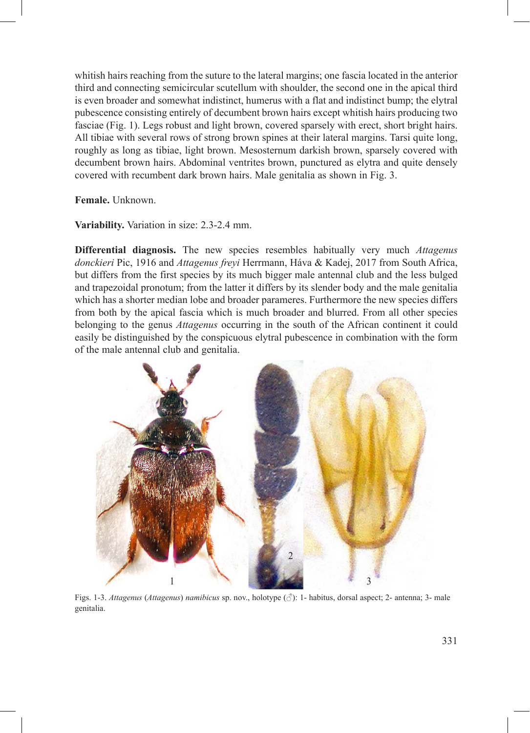whitish hairs reaching from the suture to the lateral margins; one fascia located in the anterior third and connecting semicircular scutellum with shoulder, the second one in the apical third is even broader and somewhat indistinct, humerus with a flat and indistinct bump; the elytral pubescence consisting entirely of decumbent brown hairs except whitish hairs producing two fasciae (Fig. 1). Legs robust and light brown, covered sparsely with erect, short bright hairs. All tibiae with several rows of strong brown spines at their lateral margins. Tarsi quite long, roughly as long as tibiae, light brown. Mesosternum darkish brown, sparsely covered with decumbent brown hairs. Abdominal ventrites brown, punctured as elytra and quite densely covered with recumbent dark brown hairs. Male genitalia as shown in Fig. 3.

**Female.** Unknown.

**Variability.** Variation in size: 2.3-2.4 mm.

**Differential diagnosis.** The new species resembles habitually very much *Attagenus donckieri* Pic, 1916 and *Attagenus freyi* Herrmann, Háva & Kadej, 2017 from South Africa, but differs from the first species by its much bigger male antennal club and the less bulged and trapezoidal pronotum; from the latter it differs by its slender body and the male genitalia which has a shorter median lobe and broader parameres. Furthermore the new species differs from both by the apical fascia which is much broader and blurred. From all other species belonging to the genus *Attagenus* occurring in the south of the African continent it could easily be distinguished by the conspicuous elytral pubescence in combination with the form of the male antennal club and genitalia.

Figs. 1-3. *Attagenus* (*Attagenus*) *namibicus* sp. nov., holotype (♂): 1- habitus, dorsal aspect; 2- antenna; 3- male genitalia.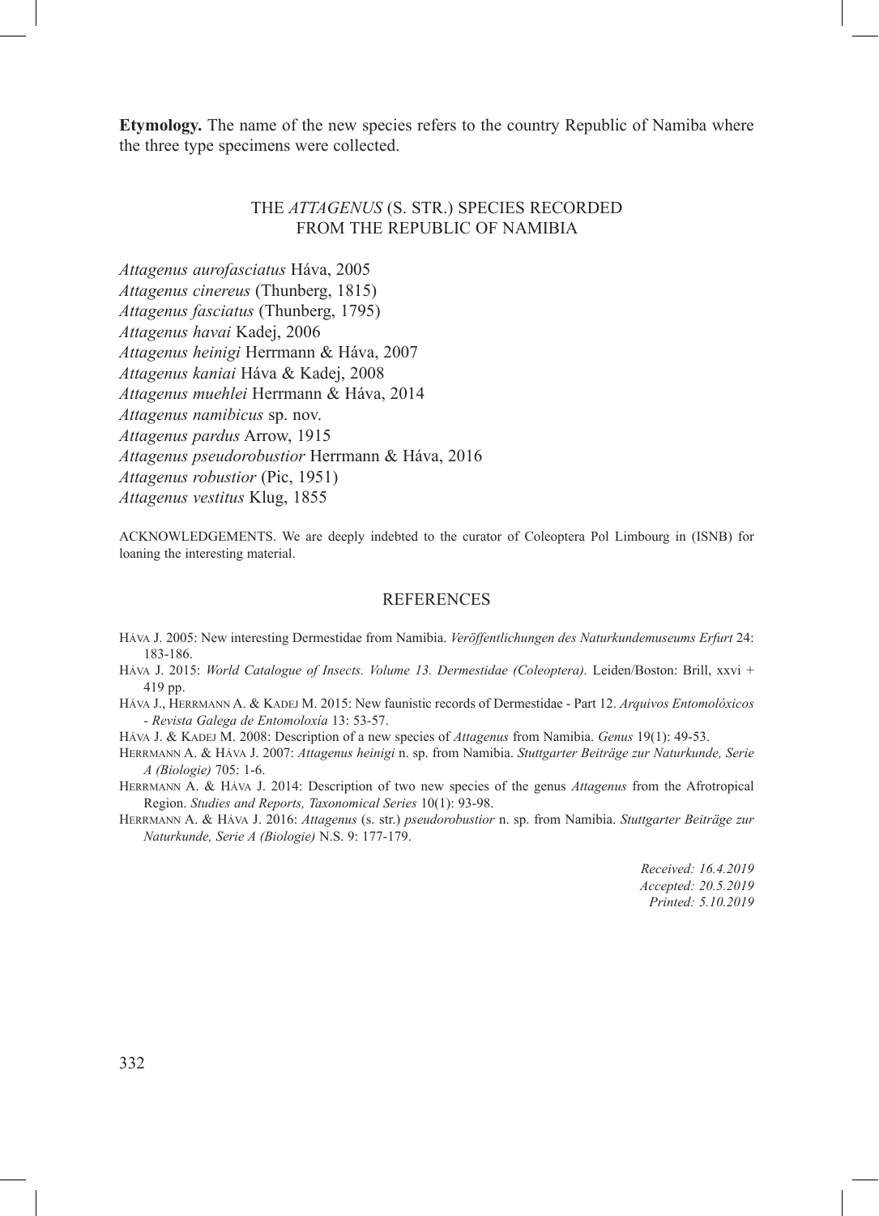**Etymology.** The name of the new species refers to the country Republic of Namiba where the three type specimens were collected.

## THE *ATTAGENUS* (S. STR.) SPECIES RECORDED FROM THE REPUBLIC OF NAMIBIA

*Attagenus aurofasciatus* Háva, 2005  
*Attagenus cinereus* (Thunberg, 1815)  
*Attagenus fasciatus* (Thunberg, 1795)  
*Attagenus havai* Kadej, 2006  
*Attagenus heinigi* Herrmann & Háva, 2007  
*Attagenus kaniai* Háva & Kadej, 2008  
*Attagenus muehlei* Herrmann & Háva, 2014  
*Attagenus namibicus* sp. nov.  
*Attagenus pardus* Arrow, 1915  
*Attagenus pseudorobustior* Herrmann & Háva, 2016  
*Attagenus robustior* (Pic, 1951)  
*Attagenus vestitus* Klug, 1855

ACKNOWLEDGEMENTS. We are deeply indebted to the curator of Coleoptera Pol Limbourg in (ISNB) for loaning the interesting material.

## REFERENCES

Háva J. 2005: New interesting Dermestidae from Namibia. *Veröffentlichungen des Naturkundemuseums Erfurt* 24: 183-186.

Háva J. 2015: *World Catalogue of Insects. Volume 13. Dermestidae (Coleoptera).* Leiden/Boston: Brill, xxvi + 419 pp.

Háva J., Herrmann A. & Kadej M. 2015: New faunistic records of Dermestidae - Part 12. *Arquivos Entomolóxicos - Revista Galega de Entomoloxía* 13: 53-57.

Háva J. & Kadej M. 2008: Description of a new species of *Attagenus* from Namibia. *Genus* 19(1): 49-53.

Herrmann A. & Háva J. 2007: *Attagenus heinigi* n. sp. from Namibia. *Stuttgarter Beiträge zur Naturkunde, Serie A (Biologie)* 705: 1-6.

Herrmann A. & Háva J. 2014: Description of two new species of the genus *Attagenus* from the Afrotropical Region. *Studies and Reports, Taxonomical Series* 10(1): 93-98.

Herrmann A. & Háva J. 2016: *Attagenus* (s. str.) *pseudorobustior* n. sp. from Namibia. *Stuttgarter Beiträge zur Naturkunde, Serie A (Biologie)* N.S. 9: 177-179.

*Received: 16.4.2019*  
*Accepted: 20.5.2019*  
*Printed: 5.10.2019*